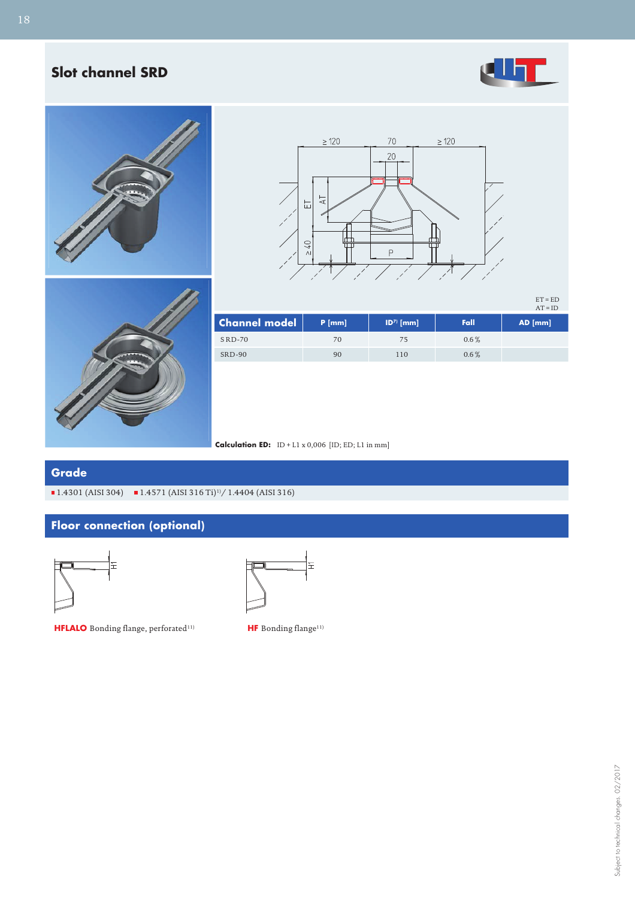# Slot channel SRD

ET = ED
AT = ID

| Channel model | P [mm] | ID[7] [mm] | Fall | AD [mm] |
|---|---|---|---|---|
| SRD-70 | 70 | 75 | 0.6 % | |
| SRD-90 | 90 | 110 | 0.6 % | |

**Calculation ED:** ID + L1 x 0,006 [ID; ED; L1 in mm]

## Grade

- 1.4301 (AISI 304)
- 1.4571 (AISI 316 Ti)[1]/ 1.4404 (AISI 316)

## Floor connection (optional)

**HFLALO** Bonding flange, perforated[11]

**HF** Bonding flange[11]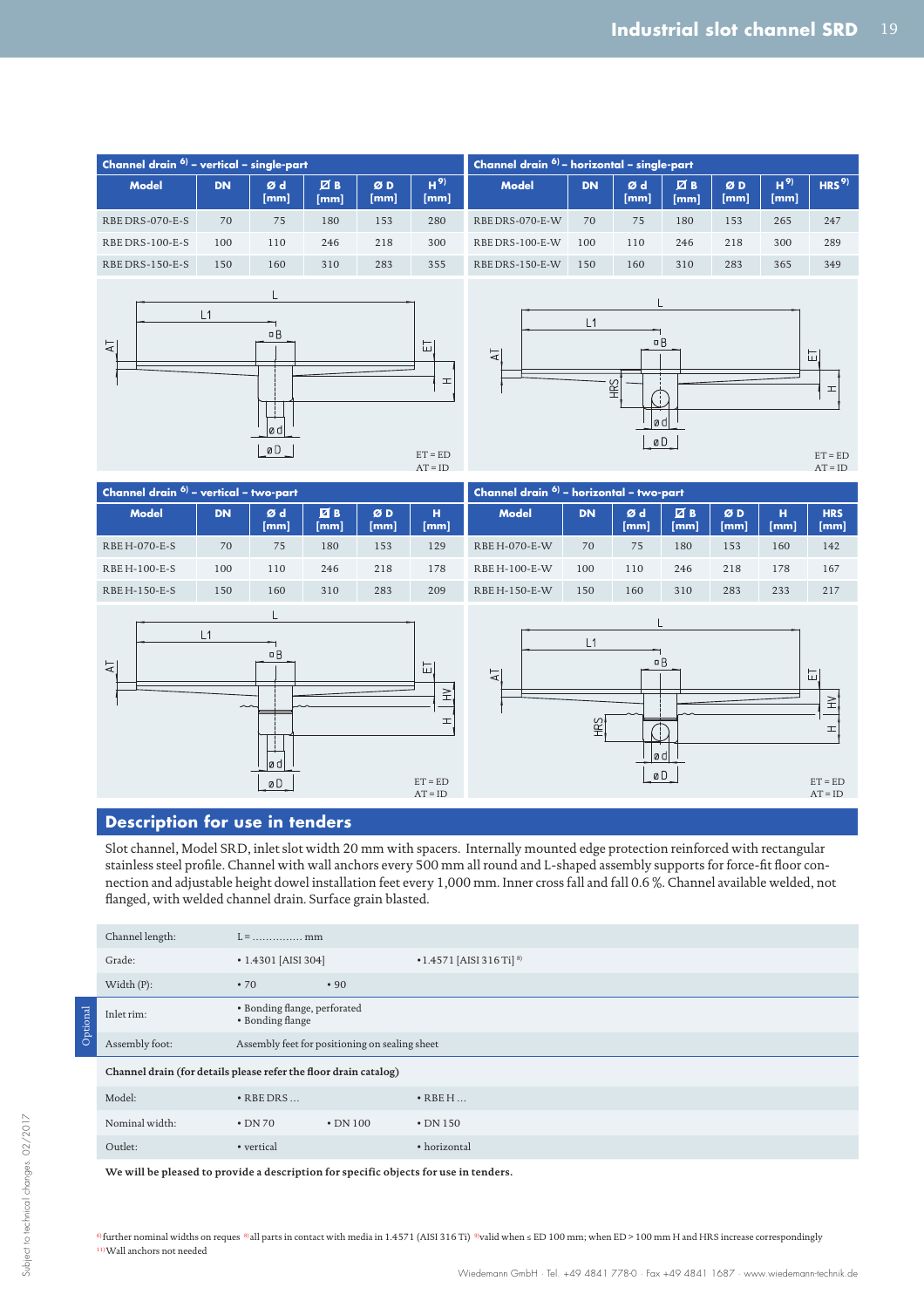### Channel drain [6] – vertical – single-part

| Model | DN | Ø d [mm] | ◻ B [mm] | Ø D [mm] | H [9] [mm] |
|---|---|---|---|---|---|
| RBE DRS-070-E-S | 70 | 75 | 180 | 153 | 280 |
| RBE DRS-100-E-S | 100 | 110 | 246 | 218 | 300 |
| RBE DRS-150-E-S | 150 | 160 | 310 | 283 | 355 |

L
L1
AT
◻B
ET
H
ø d
ø D
ET = ED
AT = ID

### Channel drain [6] – horizontal – single-part

| Model | DN | Ø d [mm] | ◻ B [mm] | Ø D [mm] | H [9] [mm] | HRS [9] |
|---|---|---|---|---|---|---|
| RBE DRS-070-E-W | 70 | 75 | 180 | 153 | 265 | 247 |
| RBE DRS-100-E-W | 100 | 110 | 246 | 218 | 300 | 289 |
| RBE DRS-150-E-W | 150 | 160 | 310 | 283 | 365 | 349 |

L
L1
AT
◻B
ET
HRS
H
ø d
ø D
ET = ED
AT = ID

### Channel drain [6] – vertical – two-part

| Model | DN | Ø d [mm] | ◻ B [mm] | Ø D [mm] | H [mm] |
|---|---|---|---|---|---|
| RBE H-070-E-S | 70 | 75 | 180 | 153 | 129 |
| RBE H-100-E-S | 100 | 110 | 246 | 218 | 178 |
| RBE H-150-E-S | 150 | 160 | 310 | 283 | 209 |

L
L1
AT
◻B
ET
HV
H
ø d
ø D
ET = ED
AT = ID

### Channel drain [6] – horizontal – two-part

| Model | DN | Ø d [mm] | ◻ B [mm] | Ø D [mm] | H [mm] | HRS [mm] |
|---|---|---|---|---|---|---|
| RBE H-070-E-W | 70 | 75 | 180 | 153 | 160 | 142 |
| RBE H-100-E-W | 100 | 110 | 246 | 218 | 178 | 167 |
| RBE H-150-E-W | 150 | 160 | 310 | 283 | 233 | 217 |

L
L1
AT
◻B
ET
HRS
HV
H
ø d
ø D
ET = ED
AT = ID

## Description for use in tenders

Slot channel, Model SRD, inlet slot width 20 mm with spacers. Internally mounted edge protection reinforced with rectangular stainless steel profile. Channel with wall anchors every 500 mm all round and L-shaped assembly supports for force-fit floor connection and adjustable height dowel installation feet every 1,000 mm. Inner cross fall and fall 0.6 %. Channel available welded, not flanged, with welded channel drain. Surface grain blasted.

| | | | |
|---|---|---|---|
| Channel length: | L = .............. mm | | |
| Grade: | • 1.4301 [AISI 304] | | • 1.4571 [AISI 316 Ti] [8] |
| Width (P): | • 70 | • 90 | |
| Inlet rim (Optional): | • Bonding flange, perforated<br>• Bonding flange | | |
| Assembly foot (Optional): | Assembly feet for positioning on sealing sheet | | |
| **Channel drain (for details please refer the floor drain catalog)** | | | |
| Model: | • RBE DRS ... | | • RBE H ... |
| Nominal width: | • DN 70 | • DN 100 | • DN 150 |
| Outlet: | • vertical | | • horizontal |

**We will be pleased to provide a description for specific objects for use in tenders.**

[6] further nominal widths on reques [8] all parts in contact with media in 1.4571 (AISI 316 Ti) [9] valid when ≤ ED 100 mm; when ED > 100 mm H and HRS increase correspondingly
[11] Wall anchors not needed

Subject to technical changes: 02/2017

Wiedemann GmbH · Tel. +49 4841 778-0 · Fax +49 4841 1687 · www.wiedemann-technik.de